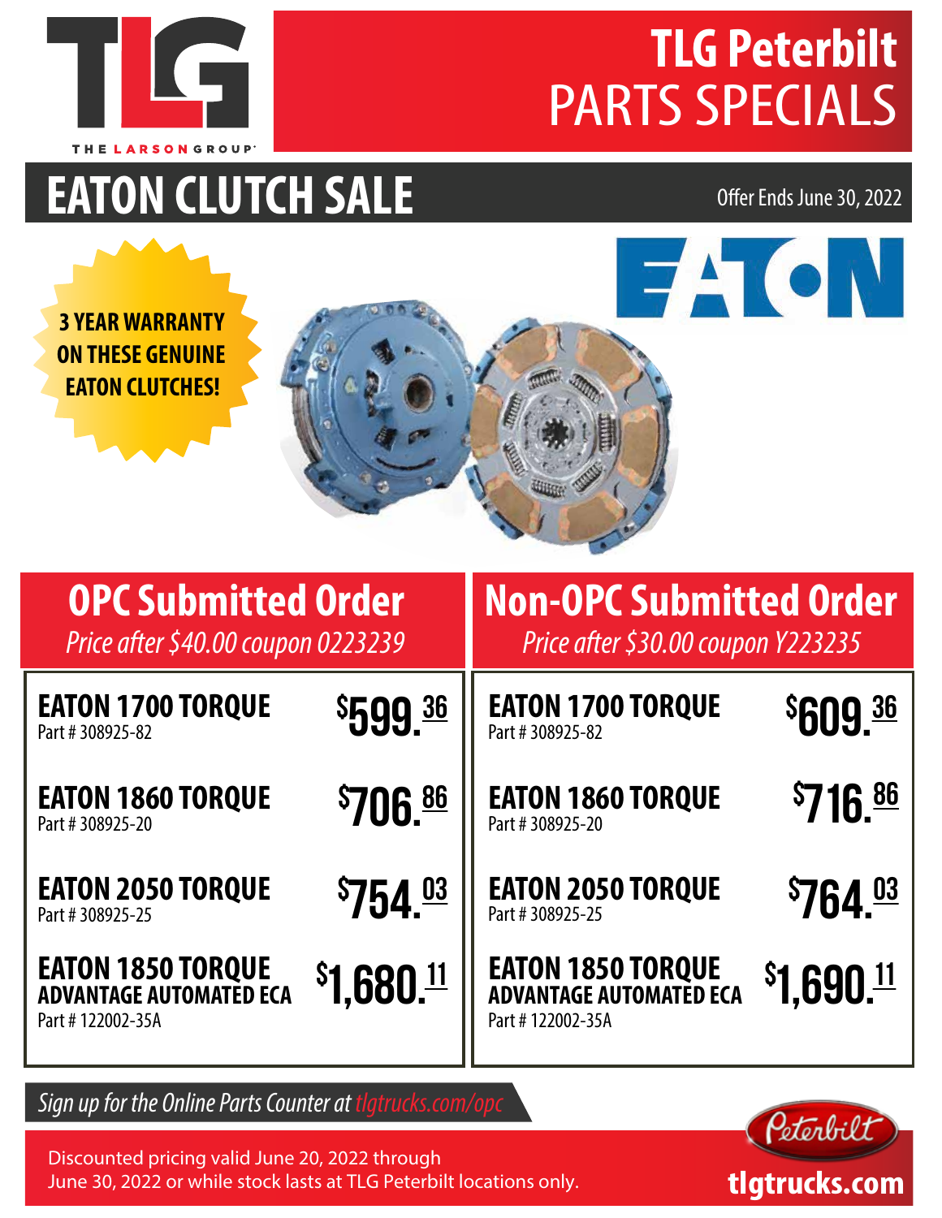THE LARSON GROUP

# TLG Peterbilt PARTS SPECIALS

## EATON CLUTCH SALE

Offer Ends June 30, 2022

**3 YEAR WARRANTY ON THESE GENUINE EATON CLUTCHES!**

EATON

| OPC Submitted Order<br>*Price after $40.00 coupon 0223239* | | Non-OPC Submitted Order<br>*Price after $30.00 coupon Y223235* | |
|---|---|---|---|
| **EATON 1700 TORQUE**<br>Part # 308925-82 | $599.36 | **EATON 1700 TORQUE**<br>Part # 308925-82 | $609.36 |
| **EATON 1860 TORQUE**<br>Part # 308925-20 | $706.86 | **EATON 1860 TORQUE**<br>Part # 308925-20 | $716.86 |
| **EATON 2050 TORQUE**<br>Part # 308925-25 | $754.03 | **EATON 2050 TORQUE**<br>Part # 308925-25 | $764.03 |
| **EATON 1850 TORQUE ADVANTAGE AUTOMATED ECA**<br>Part # 122002-35A | $1,680.11 | **EATON 1850 TORQUE ADVANTAGE AUTOMATED ECA**<br>Part # 122002-35A | $1,690.11 |

*Sign up for the Online Parts Counter at tlgtrucks.com/opc*

Discounted pricing valid June 20, 2022 through June 30, 2022 or while stock lasts at TLG Peterbilt locations only.

Peterbilt

tlgtrucks.com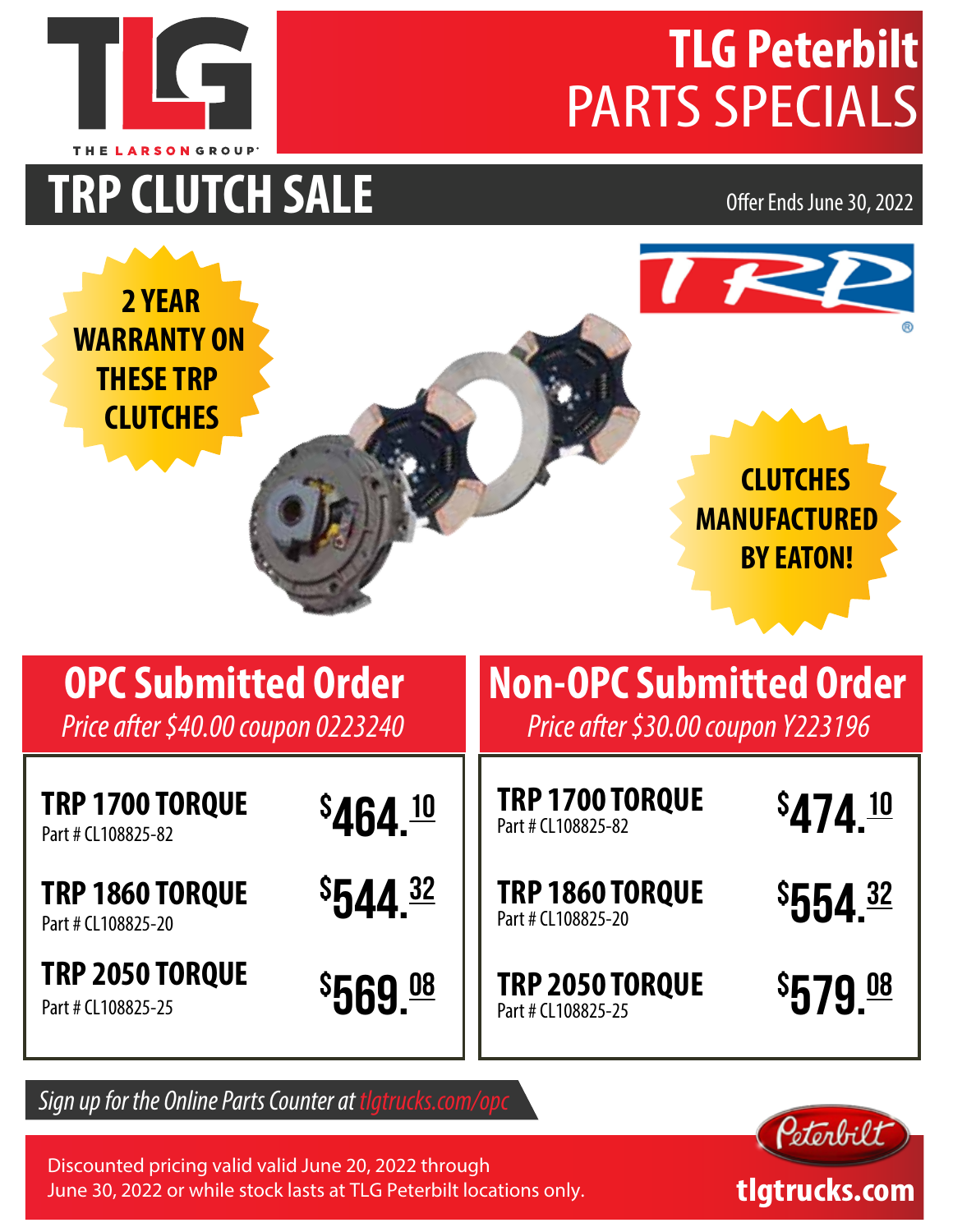# TLG Peterbilt PARTS SPECIALS

THE LARSON GROUP

## TRP CLUTCH SALE

Offer Ends June 30, 2022

**2 YEAR WARRANTY ON THESE TRP CLUTCHES**

**CLUTCHES MANUFACTURED BY EATON!**

### OPC Submitted Order

*Price after $40.00 coupon 0223240*

| | |
|---|---|
| **TRP 1700 TORQUE** Part # CL108825-82 | $464.10 |
| **TRP 1860 TORQUE** Part # CL108825-20 | $544.32 |
| **TRP 2050 TORQUE** Part # CL108825-25 | $569.08 |

### Non-OPC Submitted Order

*Price after $30.00 coupon Y223196*

| | |
|---|---|
| **TRP 1700 TORQUE** Part # CL108825-82 | $474.10 |
| **TRP 1860 TORQUE** Part # CL108825-20 | $554.32 |
| **TRP 2050 TORQUE** Part # CL108825-25 | $579.08 |

*Sign up for the Online Parts Counter at tlgtrucks.com/opc*

Discounted pricing valid valid June 20, 2022 through June 30, 2022 or while stock lasts at TLG Peterbilt locations only.

tlgtrucks.com